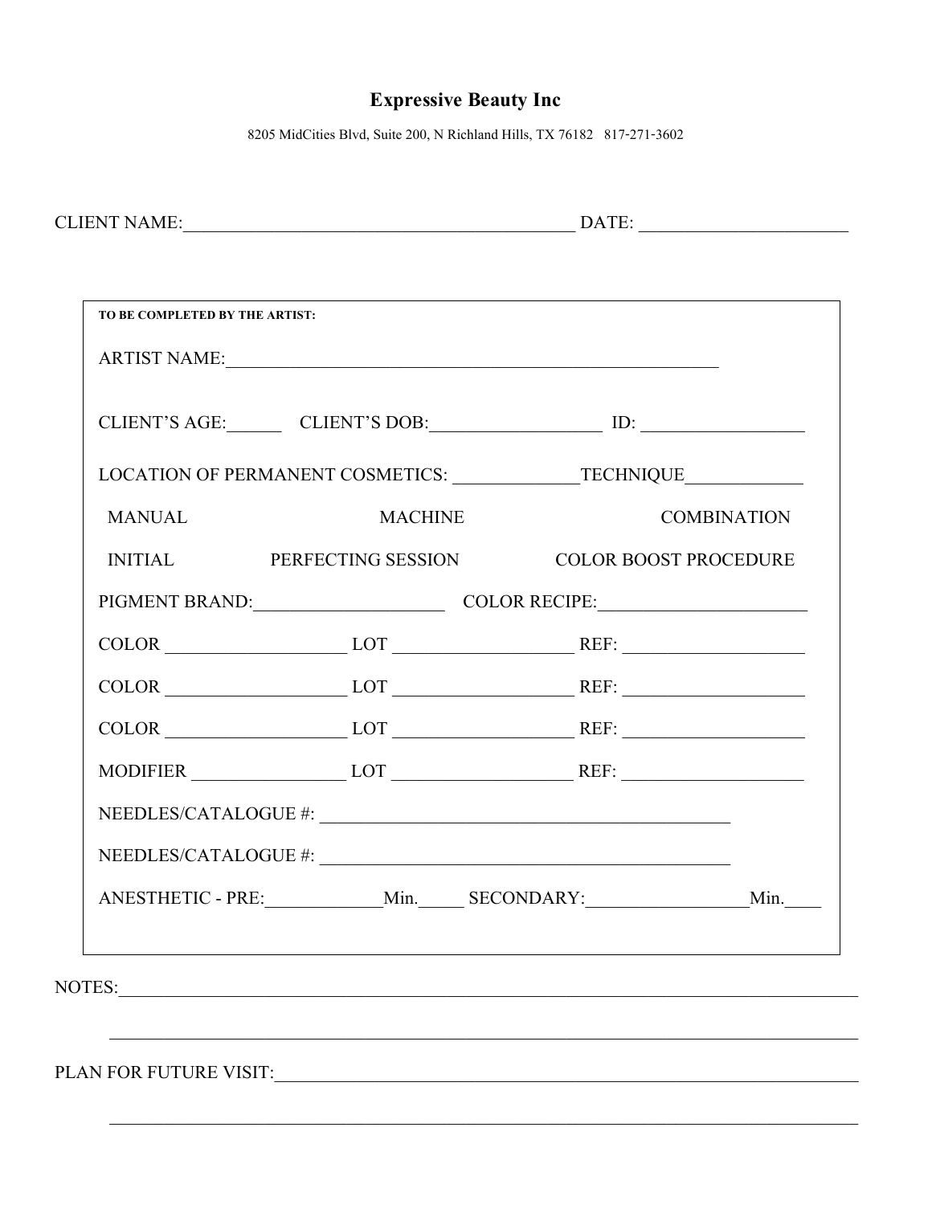# Expressive Beauty Inc

8205 MidCities Blvd, Suite 200, N Richland Hills, TX 76182   817-271-3602

CLIENT NAME:_____________________________________________ DATE: _______________________

---

**TO BE COMPLETED BY THE ARTIST:**

ARTIST NAME:________________________________________________________

CLIENT'S AGE:______ CLIENT'S DOB:___________________ ID: __________________

LOCATION OF PERMANENT COSMETICS: ______________TECHNIQUE_____________

MANUAL                    MACHINE                    COMBINATION

INITIAL          PERFECTING SESSION          COLOR BOOST PROCEDURE

PIGMENT BRAND:_____________________ COLOR RECIPE:_______________________

COLOR ____________________ LOT ____________________ REF: ____________________

COLOR ____________________ LOT ____________________ REF: ____________________

COLOR ____________________ LOT ____________________ REF: ____________________

MODIFIER _________________ LOT ____________________ REF: ____________________

NEEDLES/CATALOGUE #: _____________________________________________

NEEDLES/CATALOGUE #: _____________________________________________

ANESTHETIC - PRE:_____________Min._____ SECONDARY:_________________Min.____

---

NOTES:___________________________________________________________________________

_________________________________________________________________________________

PLAN FOR FUTURE VISIT:___________________________________________________________

_________________________________________________________________________________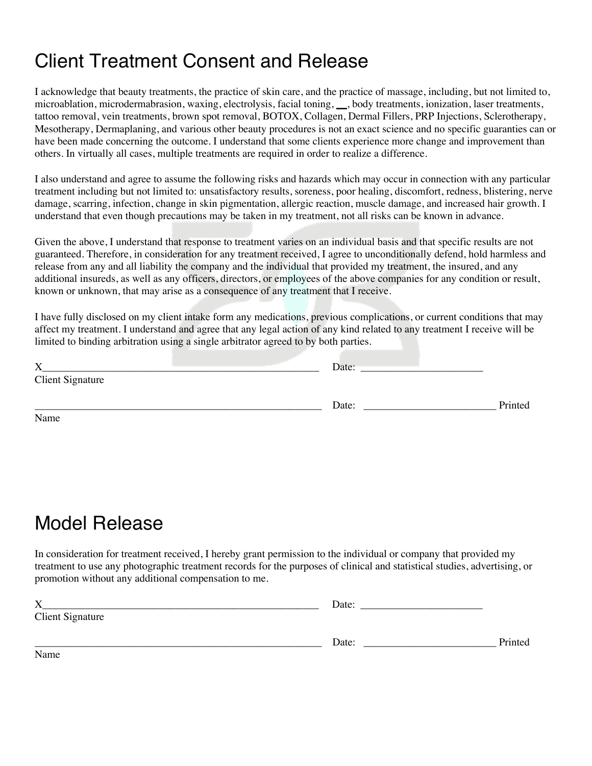# Client Treatment Consent and Release

I acknowledge that beauty treatments, the practice of skin care, and the practice of massage, including, but not limited to, microablation, microdermabrasion, waxing, electrolysis, facial toning, __, body treatments, ionization, laser treatments, tattoo removal, vein treatments, brown spot removal, BOTOX, Collagen, Dermal Fillers, PRP Injections, Sclerotherapy, Mesotherapy, Dermaplaning, and various other beauty procedures is not an exact science and no specific guaranties can or have been made concerning the outcome. I understand that some clients experience more change and improvement than others. In virtually all cases, multiple treatments are required in order to realize a difference.

I also understand and agree to assume the following risks and hazards which may occur in connection with any particular treatment including but not limited to: unsatisfactory results, soreness, poor healing, discomfort, redness, blistering, nerve damage, scarring, infection, change in skin pigmentation, allergic reaction, muscle damage, and increased hair growth. I understand that even though precautions may be taken in my treatment, not all risks can be known in advance.

Given the above, I understand that response to treatment varies on an individual basis and that specific results are not guaranteed. Therefore, in consideration for any treatment received, I agree to unconditionally defend, hold harmless and release from any and all liability the company and the individual that provided my treatment, the insured, and any additional insureds, as well as any officers, directors, or employees of the above companies for any condition or result, known or unknown, that may arise as a consequence of any treatment that I receive.

I have fully disclosed on my client intake form any medications, previous complications, or current conditions that may affect my treatment. I understand and agree that any legal action of any kind related to any treatment I receive will be limited to binding arbitration using a single arbitrator agreed to by both parties.

X_______________________________________________ Date: _____________________
Client Signature

_______________________________________________ Date: _____________________ Printed Name

# Model Release

In consideration for treatment received, I hereby grant permission to the individual or company that provided my treatment to use any photographic treatment records for the purposes of clinical and statistical studies, advertising, or promotion without any additional compensation to me.

X_______________________________________________ Date: _____________________
Client Signature

_______________________________________________ Date: _____________________ Printed Name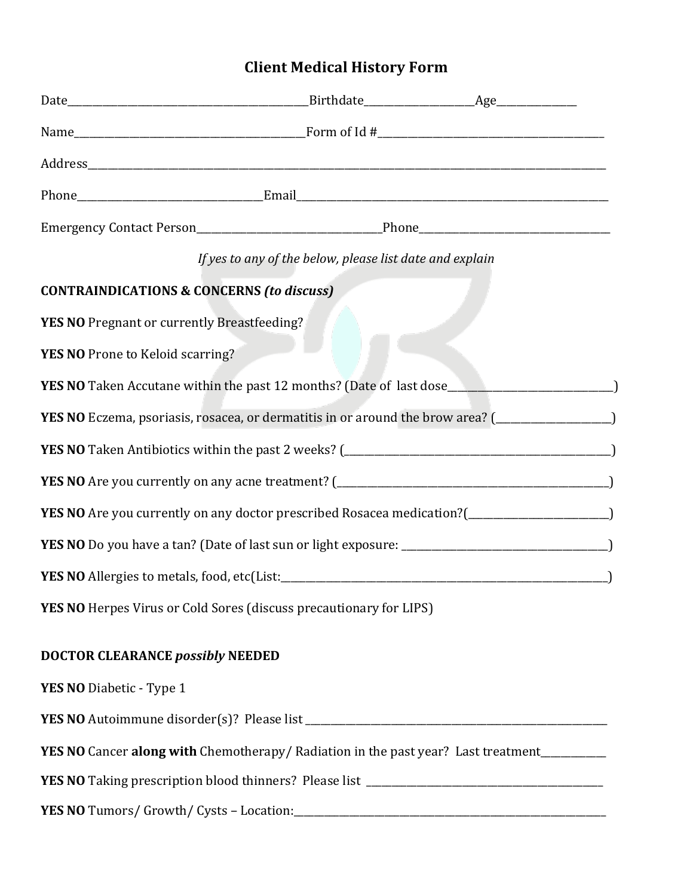# Client Medical History Form

Date_______________________________________________Birthdate_____________________Age_______________

Name____________________________________________Form of Id #____________________________________________

Address________________________________________________________________________________________________

Phone___________________________________Email______________________________________________________________

Emergency Contact Person___________________________________Phone_____________________________________

*If yes to any of the below, please list date and explain*

**CONTRAINDICATIONS & CONCERNS *(to discuss)***

**YES NO** Pregnant or currently Breastfeeding?

**YES NO** Prone to Keloid scarring?

**YES NO** Taken Accutane within the past 12 months? (Date of last dose________________________________)

**YES NO** Eczema, psoriasis, rosacea, or dermatitis in or around the brow area? (______________________)

**YES NO** Taken Antibiotics within the past 2 weeks? (____________________________________________________)

**YES NO** Are you currently on any acne treatment? (_____________________________________________________)

**YES NO** Are you currently on any doctor prescribed Rosacea medication?(___________________________)

**YES NO** Do you have a tan? (Date of last sun or light exposure: _________________________________________)

**YES NO** Allergies to metals, food, etc(List:_________________________________________________________________)

**YES NO** Herpes Virus or Cold Sores (discuss precautionary for LIPS)

**DOCTOR CLEARANCE *possibly* NEEDED**

**YES NO** Diabetic - Type 1

**YES NO** Autoimmune disorder(s)? Please list ____________________________________________________________

**YES NO** Cancer **along with** Chemotherapy/ Radiation in the past year? Last treatment____________

**YES NO** Taking prescription blood thinners? Please list ______________________________________________

**YES NO** Tumors/ Growth/ Cysts – Location:_______________________________________________________________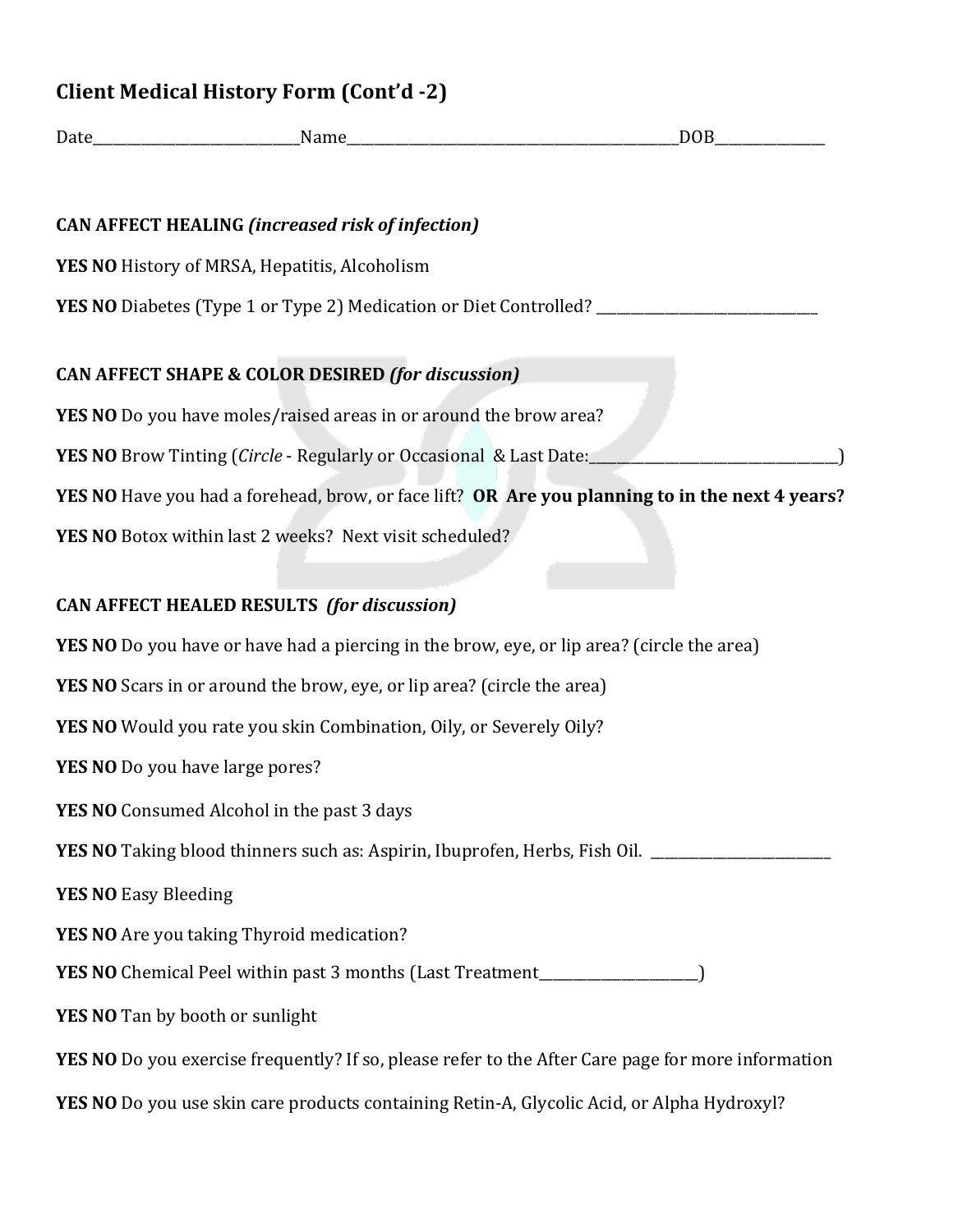# Client Medical History Form (Cont'd -2)

Date_____________________________Name_________________________________________________DOB________________

**CAN AFFECT HEALING** ***(increased risk of infection)***

**YES NO** History of MRSA, Hepatitis, Alcoholism

**YES NO** Diabetes (Type 1 or Type 2) Medication or Diet Controlled? ________________________________

**CAN AFFECT SHAPE & COLOR DESIRED** ***(for discussion)***

**YES NO** Do you have moles/raised areas in or around the brow area?

**YES NO** Brow Tinting (*Circle* - Regularly or Occasional & Last Date:____________________________________)

**YES NO** Have you had a forehead, brow, or face lift? **OR Are you planning to in the next 4 years?**

**YES NO** Botox within last 2 weeks? Next visit scheduled?

**CAN AFFECT HEALED RESULTS** ***(for discussion)***

**YES NO** Do you have or have had a piercing in the brow, eye, or lip area? (circle the area)

**YES NO** Scars in or around the brow, eye, or lip area? (circle the area)

**YES NO** Would you rate you skin Combination, Oily, or Severely Oily?

**YES NO** Do you have large pores?

**YES NO** Consumed Alcohol in the past 3 days

**YES NO** Taking blood thinners such as: Aspirin, Ibuprofen, Herbs, Fish Oil. __________________________

**YES NO** Easy Bleeding

**YES NO** Are you taking Thyroid medication?

**YES NO** Chemical Peel within past 3 months (Last Treatment_______________________)

**YES NO** Tan by booth or sunlight

**YES NO** Do you exercise frequently? If so, please refer to the After Care page for more information

**YES NO** Do you use skin care products containing Retin-A, Glycolic Acid, or Alpha Hydroxyl?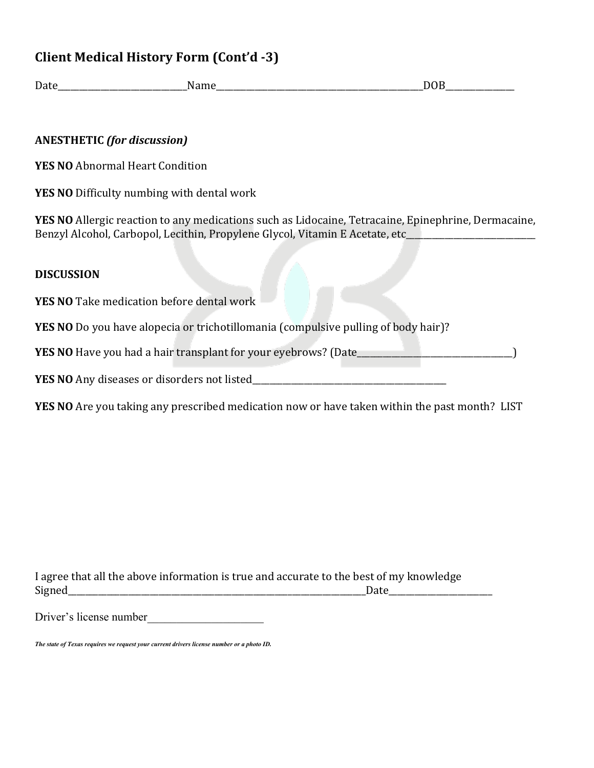## Client Medical History Form (Cont'd -3)

Date_____________________________Name_______________________________________________DOB_______________

**ANESTHETIC** ***(for discussion)***

**YES NO** Abnormal Heart Condition

**YES NO** Difficulty numbing with dental work

**YES NO** Allergic reaction to any medications such as Lidocaine, Tetracaine, Epinephrine, Dermacaine, Benzyl Alcohol, Carbopol, Lecithin, Propylene Glycol, Vitamin E Acetate, etc_____________________________

**DISCUSSION**

**YES NO** Take medication before dental work

**YES NO** Do you have alopecia or trichotillomania (compulsive pulling of body hair)?

**YES NO** Have you had a hair transplant for your eyebrows? (Date_____________________________________)

**YES NO** Any diseases or disorders not listed_____________________________________________

**YES NO** Are you taking any prescribed medication now or have taken within the past month? LIST

I agree that all the above information is true and accurate to the best of my knowledge
Signed____________________________________________________________________Date______________________

Driver's license number______________________

***The state of Texas requires we request your current drivers license number or a photo ID.***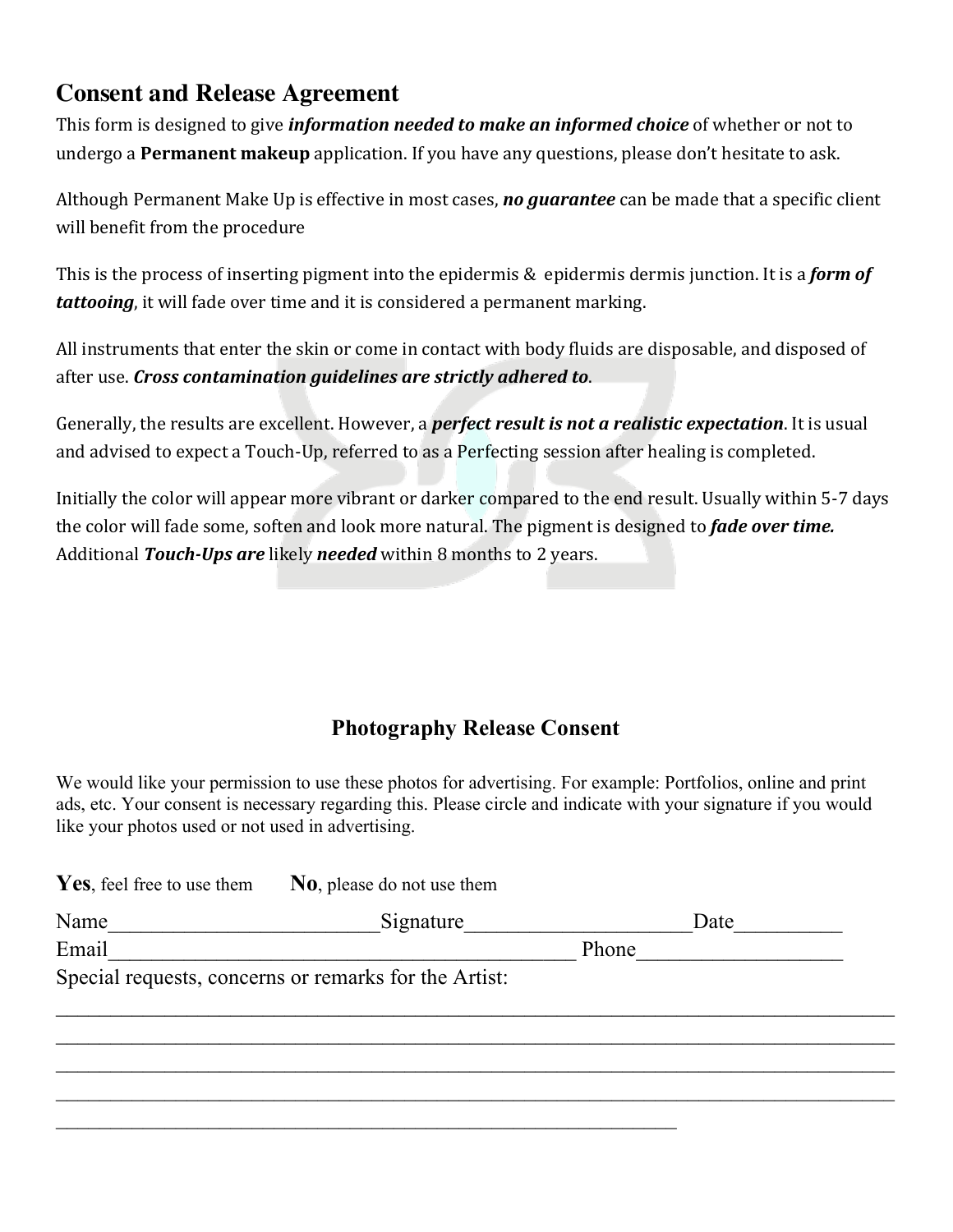## Consent and Release Agreement

This form is designed to give ***information needed to make an informed choice*** of whether or not to undergo a **Permanent makeup** application. If you have any questions, please don't hesitate to ask.

Although Permanent Make Up is effective in most cases, ***no guarantee*** can be made that a specific client will benefit from the procedure

This is the process of inserting pigment into the epidermis & epidermis dermis junction. It is a ***form of tattooing***, it will fade over time and it is considered a permanent marking.

All instruments that enter the skin or come in contact with body fluids are disposable, and disposed of after use. ***Cross contamination guidelines are strictly adhered to***.

Generally, the results are excellent. However, a ***perfect result is not a realistic expectation***. It is usual and advised to expect a Touch-Up, referred to as a Perfecting session after healing is completed.

Initially the color will appear more vibrant or darker compared to the end result. Usually within 5-7 days the color will fade some, soften and look more natural. The pigment is designed to ***fade over time.*** Additional ***Touch-Ups are*** likely ***needed*** within 8 months to 2 years.

### Photography Release Consent

We would like your permission to use these photos for advertising. For example: Portfolios, online and print ads, etc. Your consent is necessary regarding this. Please circle and indicate with your signature if you would like your photos used or not used in advertising.

**Yes**, feel free to use them **No**, please do not use them

Name_________________________ Signature_____________________ Date__________

Email____________________________________________ Phone___________________

Special requests, concerns or remarks for the Artist:

______________________________________________________________________________

______________________________________________________________________________

______________________________________________________________________________

______________________________________________________________________________

_______________________________________________________________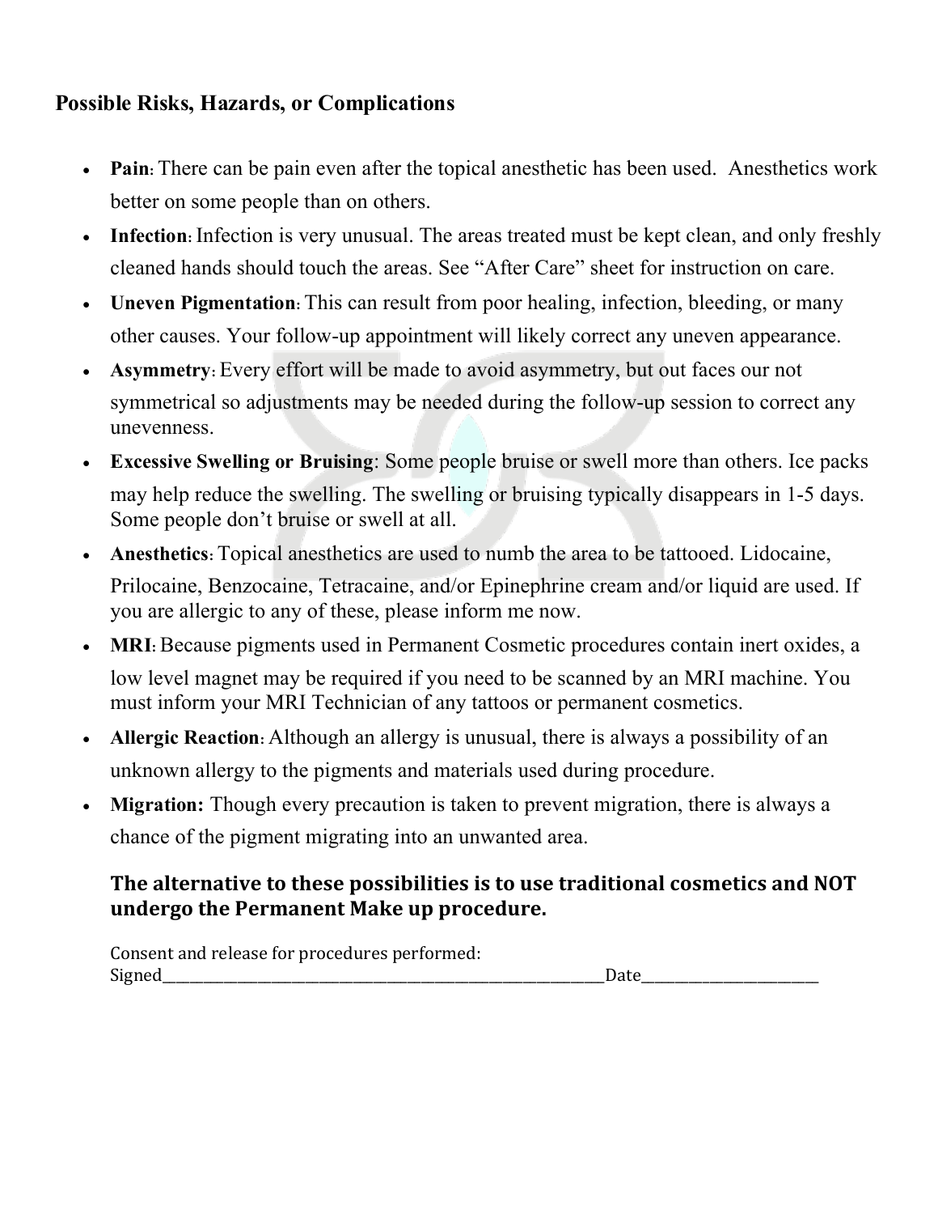## Possible Risks, Hazards, or Complications

- **Pain**: There can be pain even after the topical anesthetic has been used. Anesthetics work better on some people than on others.
- **Infection**: Infection is very unusual. The areas treated must be kept clean, and only freshly cleaned hands should touch the areas. See "After Care" sheet for instruction on care.
- **Uneven Pigmentation**: This can result from poor healing, infection, bleeding, or many other causes. Your follow-up appointment will likely correct any uneven appearance.
- **Asymmetry**: Every effort will be made to avoid asymmetry, but out faces our not symmetrical so adjustments may be needed during the follow-up session to correct any unevenness.
- **Excessive Swelling or Bruising**: Some people bruise or swell more than others. Ice packs may help reduce the swelling. The swelling or bruising typically disappears in 1-5 days. Some people don't bruise or swell at all.
- **Anesthetics**: Topical anesthetics are used to numb the area to be tattooed. Lidocaine, Prilocaine, Benzocaine, Tetracaine, and/or Epinephrine cream and/or liquid are used. If you are allergic to any of these, please inform me now.
- **MRI**: Because pigments used in Permanent Cosmetic procedures contain inert oxides, a low level magnet may be required if you need to be scanned by an MRI machine. You must inform your MRI Technician of any tattoos or permanent cosmetics.
- **Allergic Reaction**: Although an allergy is unusual, there is always a possibility of an unknown allergy to the pigments and materials used during procedure.
- **Migration:** Though every precaution is taken to prevent migration, there is always a chance of the pigment migrating into an unwanted area.

**The alternative to these possibilities is to use traditional cosmetics and NOT undergo the Permanent Make up procedure.**

Consent and release for procedures performed:
Signed\_\_\_\_\_\_\_\_\_\_\_\_\_\_\_\_\_\_\_\_\_\_\_\_\_\_\_\_\_\_\_\_\_\_\_\_\_\_\_\_\_\_\_\_\_\_\_\_\_\_\_\_\_\_\_\_Date\_\_\_\_\_\_\_\_\_\_\_\_\_\_\_\_\_\_\_\_\_\_\_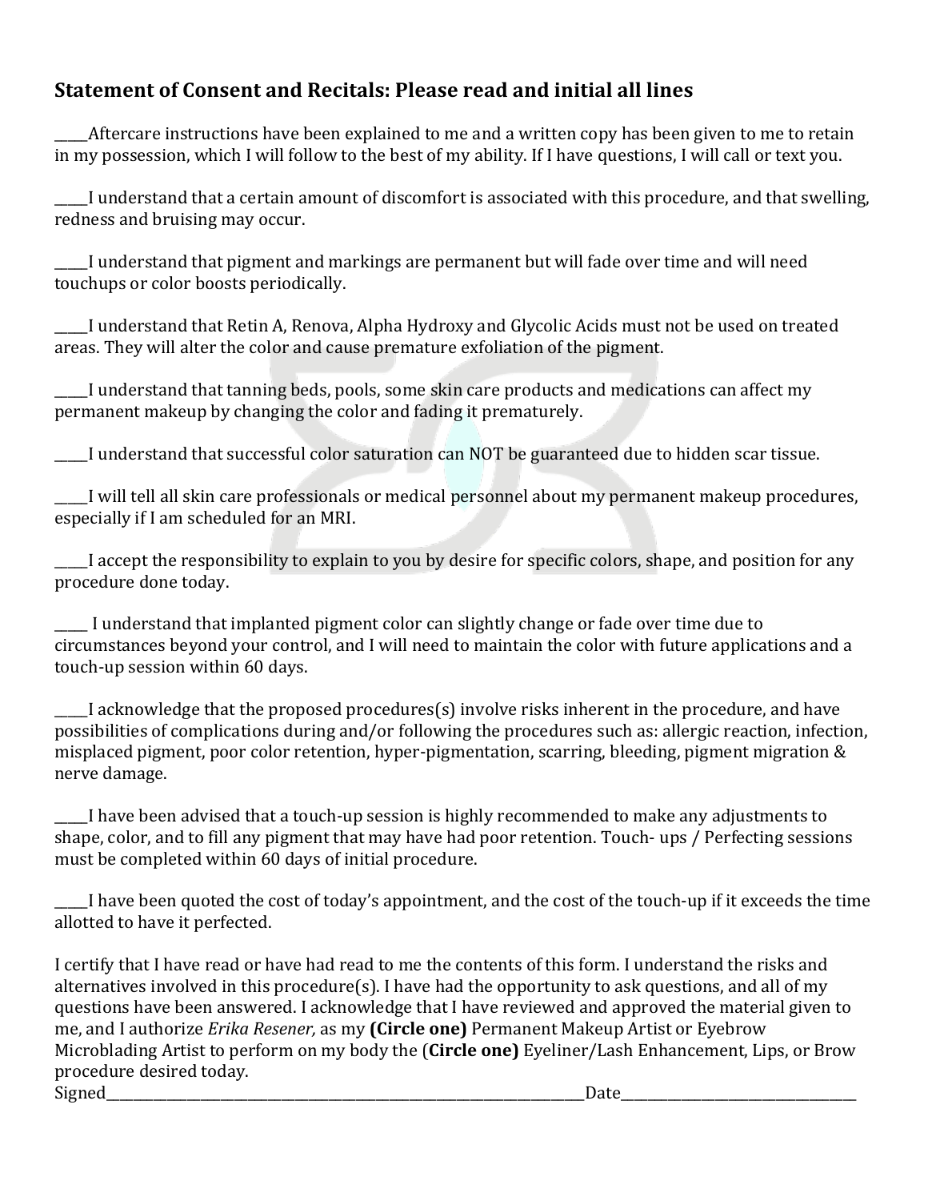### Statement of Consent and Recitals: Please read and initial all lines

_____Aftercare instructions have been explained to me and a written copy has been given to me to retain in my possession, which I will follow to the best of my ability. If I have questions, I will call or text you.

_____I understand that a certain amount of discomfort is associated with this procedure, and that swelling, redness and bruising may occur.

_____I understand that pigment and markings are permanent but will fade over time and will need touchups or color boosts periodically.

_____I understand that Retin A, Renova, Alpha Hydroxy and Glycolic Acids must not be used on treated areas. They will alter the color and cause premature exfoliation of the pigment.

_____I understand that tanning beds, pools, some skin care products and medications can affect my permanent makeup by changing the color and fading it prematurely.

_____I understand that successful color saturation can NOT be guaranteed due to hidden scar tissue.

_____I will tell all skin care professionals or medical personnel about my permanent makeup procedures, especially if I am scheduled for an MRI.

_____I accept the responsibility to explain to you by desire for specific colors, shape, and position for any procedure done today.

_____ I understand that implanted pigment color can slightly change or fade over time due to circumstances beyond your control, and I will need to maintain the color with future applications and a touch-up session within 60 days.

_____I acknowledge that the proposed procedures(s) involve risks inherent in the procedure, and have possibilities of complications during and/or following the procedures such as: allergic reaction, infection, misplaced pigment, poor color retention, hyper-pigmentation, scarring, bleeding, pigment migration & nerve damage.

_____I have been advised that a touch-up session is highly recommended to make any adjustments to shape, color, and to fill any pigment that may have had poor retention. Touch- ups / Perfecting sessions must be completed within 60 days of initial procedure.

_____I have been quoted the cost of today's appointment, and the cost of the touch-up if it exceeds the time allotted to have it perfected.

I certify that I have read or have had read to me the contents of this form. I understand the risks and alternatives involved in this procedure(s). I have had the opportunity to ask questions, and all of my questions have been answered. I acknowledge that I have reviewed and approved the material given to me, and I authorize *Erika Resener,* as my **(Circle one)** Permanent Makeup Artist or Eyebrow Microblading Artist to perform on my body the (**Circle one)** Eyeliner/Lash Enhancement, Lips, or Brow procedure desired today.

Signed______________________________________________________________Date______________________________